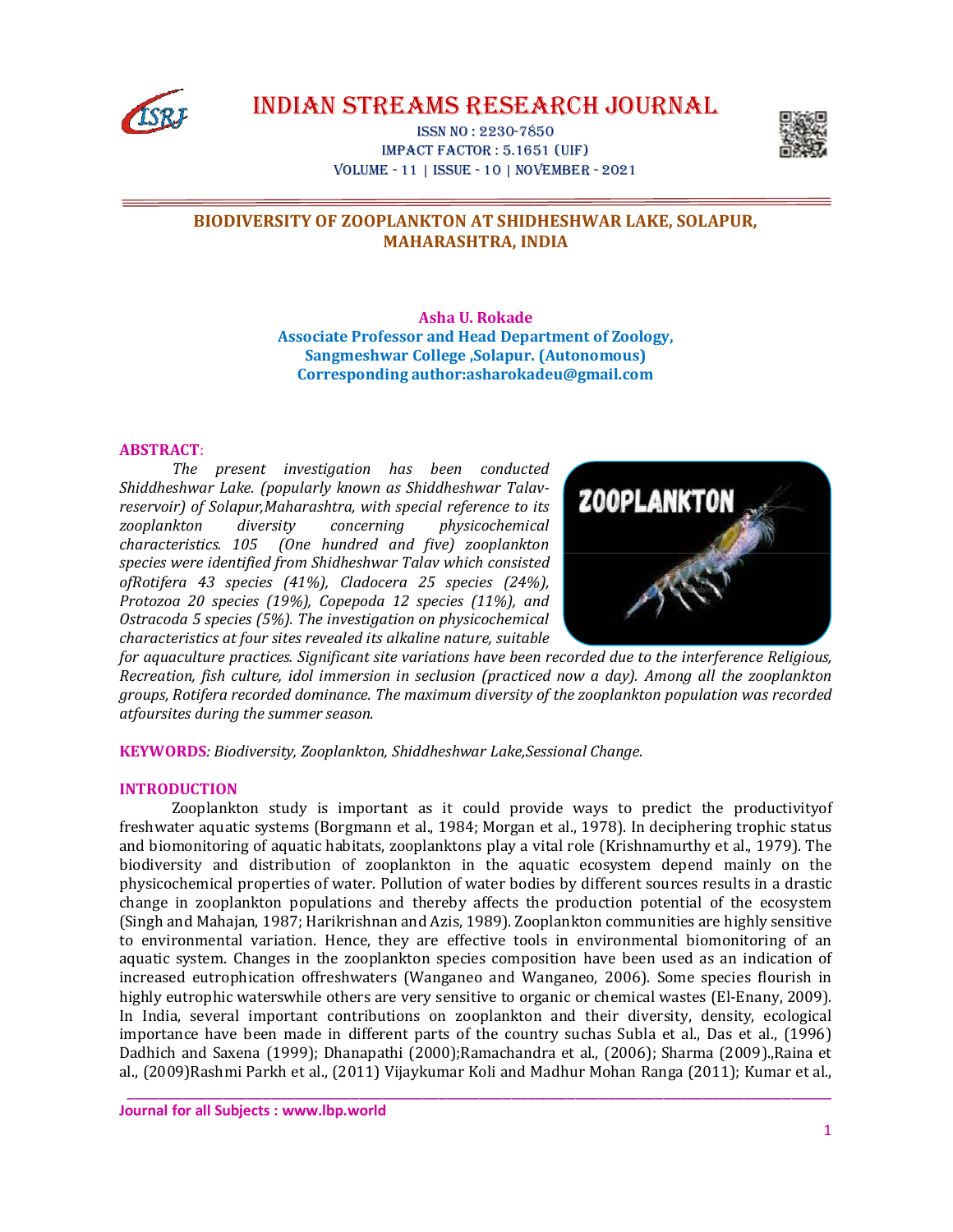# INDIAN STREAMS RESEARCH JOURNAL

ISSN NO : 2230-7850
IMPACT FACTOR : 5.1651 (UIF)
VOLUME - 11 | ISSUE - 10 | NOVEMBER - 2021

## BIODIVERSITY OF ZOOPLANKTON AT SHIDHESHWAR LAKE, SOLAPUR, MAHARASHTRA, INDIA

**Asha U. Rokade**
**Associate Professor and Head Department of Zoology, Sangmeshwar College ,Solapur. (Autonomous)**
**Corresponding author:asharokadeu@gmail.com**

**ABSTRACT**:

*The present investigation has been conducted Shiddheshwar Lake. (popularly known as Shiddheshwar Talav-reservoir) of Solapur,Maharashtra, with special reference to its zooplankton diversity concerning physicochemical characteristics. 105 (One hundred and five) zooplankton species were identified from Shidheshwar Talav which consisted ofRotifera 43 species (41%), Cladocera 25 species (24%), Protozoa 20 species (19%), Copepoda 12 species (11%), and Ostracoda 5 species (5%). The investigation on physicochemical characteristics at four sites revealed its alkaline nature, suitable for aquaculture practices. Significant site variations have been recorded due to the interference Religious, Recreation, fish culture, idol immersion in seclusion (practiced now a day). Among all the zooplankton groups, Rotifera recorded dominance. The maximum diversity of the zooplankton population was recorded atfoursites during the summer season.*

**KEYWORDS**: *Biodiversity, Zooplankton, Shiddheshwar Lake,Sessional Change.*

## INTRODUCTION

Zooplankton study is important as it could provide ways to predict the productivityof freshwater aquatic systems (Borgmann et al., 1984; Morgan et al., 1978). In deciphering trophic status and biomonitoring of aquatic habitats, zooplanktons play a vital role (Krishnamurthy et al., 1979). The biodiversity and distribution of zooplankton in the aquatic ecosystem depend mainly on the physicochemical properties of water. Pollution of water bodies by different sources results in a drastic change in zooplankton populations and thereby affects the production potential of the ecosystem (Singh and Mahajan, 1987; Harikrishnan and Azis, 1989). Zooplankton communities are highly sensitive to environmental variation. Hence, they are effective tools in environmental biomonitoring of an aquatic system. Changes in the zooplankton species composition have been used as an indication of increased eutrophication offreshwaters (Wanganeo and Wanganeo, 2006). Some species flourish in highly eutrophic waterswhile others are very sensitive to organic or chemical wastes (El-Enany, 2009). In India, several important contributions on zooplankton and their diversity, density, ecological importance have been made in different parts of the country suchas Subla et al., Das et al., (1996) Dadhich and Saxena (1999); Dhanapathi (2000);Ramachandra et al., (2006); Sharma (2009).,Raina et al., (2009)Rashmi Parkh et al., (2011) Vijaykumar Koli and Madhur Mohan Ranga (2011); Kumar et al.,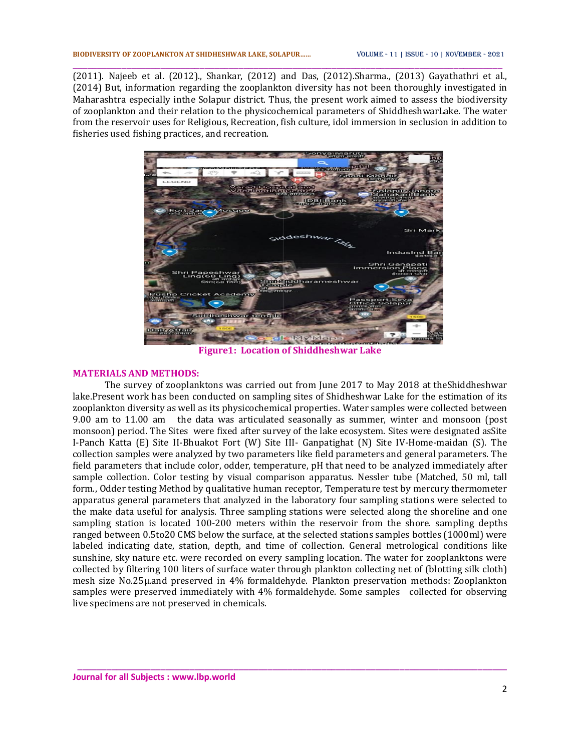(2011). Najeeb et al. (2012)., Shankar, (2012) and Das, (2012).Sharma., (2013) Gayathathri et al., (2014) But, information regarding the zooplankton diversity has not been thoroughly investigated in Maharashtra especially inthe Solapur district. Thus, the present work aimed to assess the biodiversity of zooplankton and their relation to the physicochemical parameters of ShiddheshwarLake. The water from the reservoir uses for Religious, Recreation, fish culture, idol immersion in seclusion in addition to fisheries used fishing practices, and recreation.

**Figure1: Location of Shiddheshwar Lake**

## MATERIALS AND METHODS:

The survey of zooplanktons was carried out from June 2017 to May 2018 at theShiddheshwar lake.Present work has been conducted on sampling sites of Shidheshwar Lake for the estimation of its zooplankton diversity as well as its physicochemical properties. Water samples were collected between 9.00 am to 11.00 am the data was articulated seasonally as summer, winter and monsoon (post monsoon) period. The Sites were fixed after survey of the lake ecosystem. Sites were designated asSite I-Panch Katta (E) Site II-Bhuakot Fort (W) Site III- Ganpatighat (N) Site IV-Home-maidan (S). The collection samples were analyzed by two parameters like field parameters and general parameters. The field parameters that include color, odder, temperature, pH that need to be analyzed immediately after sample collection. Color testing by visual comparison apparatus. Nessler tube (Matched, 50 ml, tall form., Odder testing Method by qualitative human receptor, Temperature test by mercury thermometer apparatus general parameters that analyzed in the laboratory four sampling stations were selected to the make data useful for analysis. Three sampling stations were selected along the shoreline and one sampling station is located 100-200 meters within the reservoir from the shore. sampling depths ranged between 0.5to20 CMS below the surface, at the selected stations samples bottles (1000ml) were labeled indicating date, station, depth, and time of collection. General metrological conditions like sunshine, sky nature etc. were recorded on every sampling location. The water for zooplanktons were collected by filtering 100 liters of surface water through plankton collecting net of (blotting silk cloth) mesh size No.25µ.and preserved in 4% formaldehyde. Plankton preservation methods: Zooplankton samples were preserved immediately with 4% formaldehyde. Some samples collected for observing live specimens are not preserved in chemicals.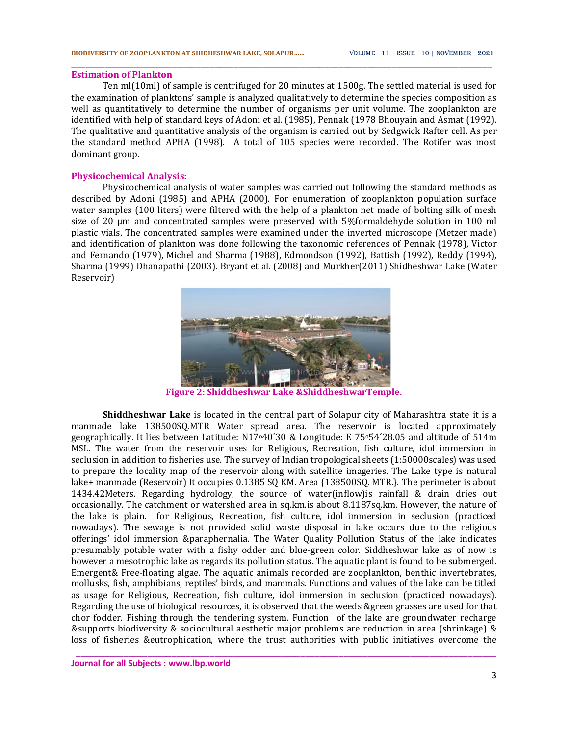### Estimation of Plankton

Ten ml(10ml) of sample is centrifuged for 20 minutes at 1500g. The settled material is used for the examination of planktons' sample is analyzed qualitatively to determine the species composition as well as quantitatively to determine the number of organisms per unit volume. The zooplankton are identified with help of standard keys of Adoni et al. (1985), Pennak (1978 Bhouyain and Asmat (1992). The qualitative and quantitative analysis of the organism is carried out by Sedgwick Rafter cell. As per the standard method APHA (1998). A total of 105 species were recorded. The Rotifer was most dominant group.

### Physicochemical Analysis:

Physicochemical analysis of water samples was carried out following the standard methods as described by Adoni (1985) and APHA (2000). For enumeration of zooplankton population surface water samples (100 liters) were filtered with the help of a plankton net made of bolting silk of mesh size of 20 μm and concentrated samples were preserved with 5%formaldehyde solution in 100 ml plastic vials. The concentrated samples were examined under the inverted microscope (Metzer made) and identification of plankton was done following the taxonomic references of Pennak (1978), Victor and Fernando (1979), Michel and Sharma (1988), Edmondson (1992), Battish (1992), Reddy (1994), Sharma (1999) Dhanapathi (2003). Bryant et al. (2008) and Murkher(2011).Shidheshwar Lake (Water Reservoir)

Figure 2: Shiddheshwar Lake &ShiddheshwarTemple.

**Shiddheshwar Lake** is located in the central part of Solapur city of Maharashtra state it is a manmade lake 138500SQ.MTR Water spread area. The reservoir is located approximately geographically. It lies between Latitude: N17°40´30 & Longitude: E 75°54´28.05 and altitude of 514m MSL. The water from the reservoir uses for Religious, Recreation, fish culture, idol immersion in seclusion in addition to fisheries use. The survey of Indian tropological sheets (1:50000scales) was used to prepare the locality map of the reservoir along with satellite imageries. The Lake type is natural lake+ manmade (Reservoir) It occupies 0.1385 SQ KM. Area {138500SQ. MTR.}. The perimeter is about 1434.42Meters. Regarding hydrology, the source of water(inflow)is rainfall & drain dries out occasionally. The catchment or watershed area in sq.km.is about 8.1187sq.km. However, the nature of the lake is plain. for Religious, Recreation, fish culture, idol immersion in seclusion (practiced nowadays). The sewage is not provided solid waste disposal in lake occurs due to the religious offerings' idol immersion &paraphernalia. The Water Quality Pollution Status of the lake indicates presumably potable water with a fishy odder and blue-green color. Siddheshwar lake as of now is however a mesotrophic lake as regards its pollution status. The aquatic plant is found to be submerged. Emergent& Free-floating algae. The aquatic animals recorded are zooplankton, benthic invertebrates, mollusks, fish, amphibians, reptiles' birds, and mammals. Functions and values of the lake can be titled as usage for Religious, Recreation, fish culture, idol immersion in seclusion (practiced nowadays). Regarding the use of biological resources, it is observed that the weeds &green grasses are used for that chor fodder. Fishing through the tendering system. Function of the lake are groundwater recharge &supports biodiversity & sociocultural aesthetic major problems are reduction in area (shrinkage) & loss of fisheries &eutrophication, where the trust authorities with public initiatives overcome the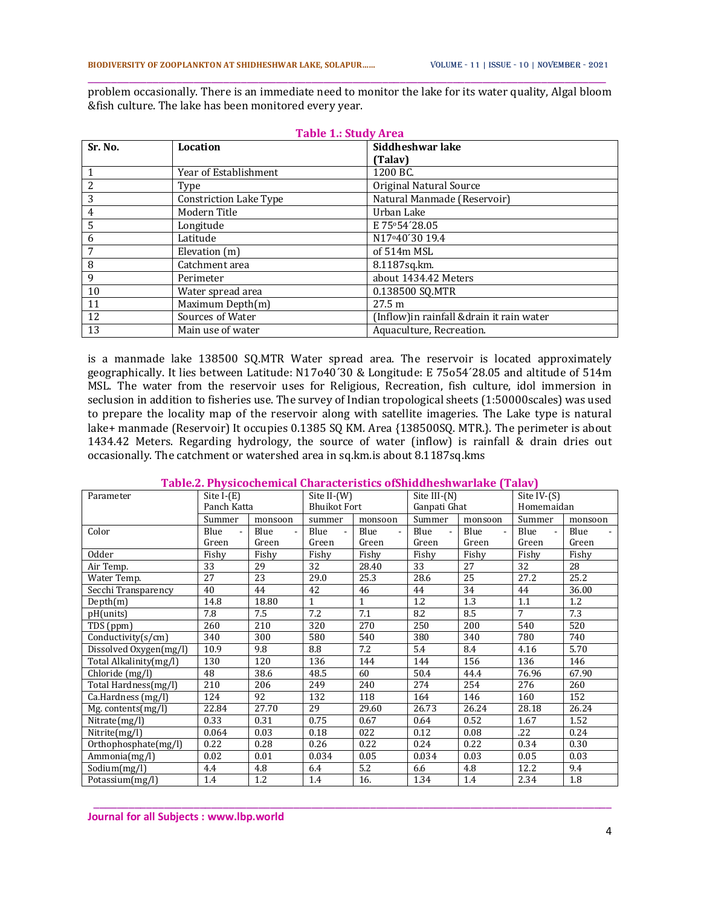problem occasionally. There is an immediate need to monitor the lake for its water quality, Algal bloom &fish culture. The lake has been monitored every year.

**Table 1.: Study Area**

| Sr. No. | Location | Siddheshwar lake (Talav) |
|---|---|---|
| 1 | Year of Establishment | 1200 BC. |
| 2 | Type | Original Natural Source |
| 3 | Constriction Lake Type | Natural Manmade (Reservoir) |
| 4 | Modern Title | Urban Lake |
| 5 | Longitude | E 75°54´28.05 |
| 6 | Latitude | N17°40´30 19.4 |
| 7 | Elevation (m) | of 514m MSL |
| 8 | Catchment area | 8.1187sq.km. |
| 9 | Perimeter | about 1434.42 Meters |
| 10 | Water spread area | 0.138500 SQ.MTR |
| 11 | Maximum Depth(m) | 27.5 m |
| 12 | Sources of Water | (Inflow)in rainfall &drain it rain water |
| 13 | Main use of water | Aquaculture, Recreation. |

is a manmade lake 138500 SQ.MTR Water spread area. The reservoir is located approximately geographically. It lies between Latitude: N17o40´30 & Longitude: E 75o54´28.05 and altitude of 514m MSL. The water from the reservoir uses for Religious, Recreation, fish culture, idol immersion in seclusion in addition to fisheries use. The survey of Indian tropological sheets (1:50000scales) was used to prepare the locality map of the reservoir along with satellite imageries. The Lake type is natural lake+ manmade (Reservoir) It occupies 0.1385 SQ KM. Area {138500SQ. MTR.}. The perimeter is about 1434.42 Meters. Regarding hydrology, the source of water (inflow) is rainfall & drain dries out occasionally. The catchment or watershed area in sq.km.is about 8.1187sq.kms

**Table.2. Physicochemical Characteristics ofShiddheshwarlake (Talav)**

| Parameter | Site I-(E) Panch Katta | | Site II-(W) Bhuikot Fort | | Site III-(N) Ganpati Ghat | | Site IV-(S) Homemaidan | |
|---|---|---|---|---|---|---|---|---|
| | Summer | monsoon | summer | monsoon | Summer | monsoon | Summer | monsoon |
| Color | Blue - Green | Blue - Green | Blue - Green | Blue - Green | Blue - Green | Blue - Green | Blue - Green | Blue - Green |
| Odder | Fishy | Fishy | Fishy | Fishy | Fishy | Fishy | Fishy | Fishy |
| Air Temp. | 33 | 29 | 32 | 28.40 | 33 | 27 | 32 | 28 |
| Water Temp. | 27 | 23 | 29.0 | 25.3 | 28.6 | 25 | 27.2 | 25.2 |
| Secchi Transparency | 40 | 44 | 42 | 46 | 44 | 34 | 44 | 36.00 |
| Depth(m) | 14.8 | 18.80 | 1 | 1 | 1.2 | 1.3 | 1.1 | 1.2 |
| pH(units) | 7.8 | 7.5 | 7.2 | 7.1 | 8.2 | 8.5 | 7 | 7.3 |
| TDS (ppm) | 260 | 210 | 320 | 270 | 250 | 200 | 540 | 520 |
| Conductivity(s/cm) | 340 | 300 | 580 | 540 | 380 | 340 | 780 | 740 |
| Dissolved Oxygen(mg/l) | 10.9 | 9.8 | 8.8 | 7.2 | 5.4 | 8.4 | 4.16 | 5.70 |
| Total Alkalinity(mg/l) | 130 | 120 | 136 | 144 | 144 | 156 | 136 | 146 |
| Chloride (mg/l) | 48 | 38.6 | 48.5 | 60 | 50.4 | 44.4 | 76.96 | 67.90 |
| Total Hardness(mg/l) | 210 | 206 | 249 | 240 | 274 | 254 | 276 | 260 |
| Ca.Hardness (mg/l) | 124 | 92 | 132 | 118 | 164 | 146 | 160 | 152 |
| Mg. contents(mg/l) | 22.84 | 27.70 | 29 | 29.60 | 26.73 | 26.24 | 28.18 | 26.24 |
| Nitrate(mg/l) | 0.33 | 0.31 | 0.75 | 0.67 | 0.64 | 0.52 | 1.67 | 1.52 |
| Nitrite(mg/l) | 0.064 | 0.03 | 0.18 | 022 | 0.12 | 0.08 | .22 | 0.24 |
| Orthophosphate(mg/l) | 0.22 | 0.28 | 0.26 | 0.22 | 0.24 | 0.22 | 0.34 | 0.30 |
| Ammonia(mg/l) | 0.02 | 0.01 | 0.034 | 0.05 | 0.034 | 0.03 | 0.05 | 0.03 |
| Sodium(mg/l) | 4.4 | 4.8 | 6.4 | 5.2 | 6.6 | 4.8 | 12.2 | 9.4 |
| Potassium(mg/l) | 1.4 | 1.2 | 1.4 | 16. | 1.34 | 1.4 | 2.34 | 1.8 |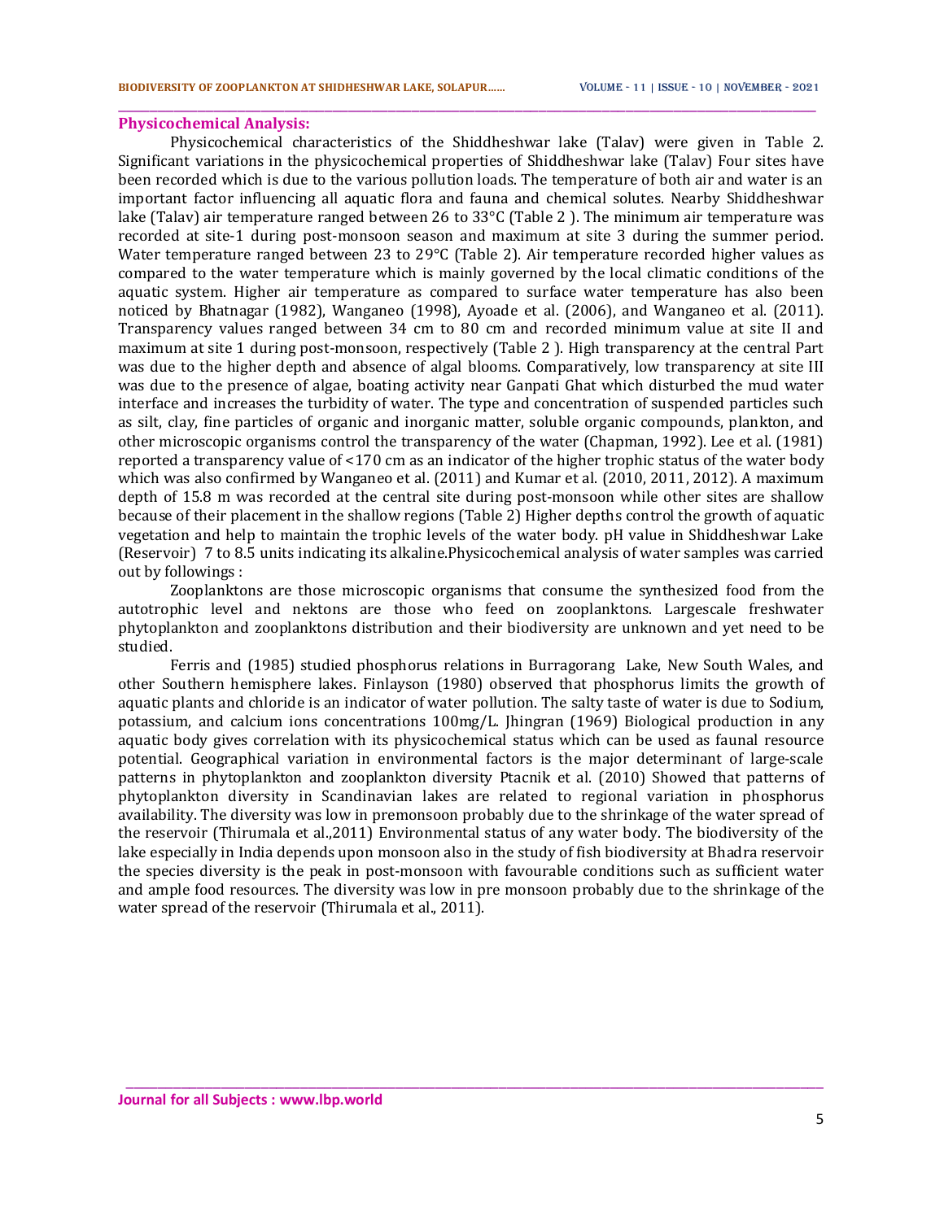**Physicochemical Analysis:**

Physicochemical characteristics of the Shiddheshwar lake (Talav) were given in Table 2. Significant variations in the physicochemical properties of Shiddheshwar lake (Talav) Four sites have been recorded which is due to the various pollution loads. The temperature of both air and water is an important factor influencing all aquatic flora and fauna and chemical solutes. Nearby Shiddheshwar lake (Talav) air temperature ranged between 26 to 33°C (Table 2 ). The minimum air temperature was recorded at site-1 during post-monsoon season and maximum at site 3 during the summer period. Water temperature ranged between 23 to 29°C (Table 2). Air temperature recorded higher values as compared to the water temperature which is mainly governed by the local climatic conditions of the aquatic system. Higher air temperature as compared to surface water temperature has also been noticed by Bhatnagar (1982), Wanganeo (1998), Ayoade et al. (2006), and Wanganeo et al. (2011). Transparency values ranged between 34 cm to 80 cm and recorded minimum value at site II and maximum at site 1 during post-monsoon, respectively (Table 2 ). High transparency at the central Part was due to the higher depth and absence of algal blooms. Comparatively, low transparency at site III was due to the presence of algae, boating activity near Ganpati Ghat which disturbed the mud water interface and increases the turbidity of water. The type and concentration of suspended particles such as silt, clay, fine particles of organic and inorganic matter, soluble organic compounds, plankton, and other microscopic organisms control the transparency of the water (Chapman, 1992). Lee et al. (1981) reported a transparency value of <170 cm as an indicator of the higher trophic status of the water body which was also confirmed by Wanganeo et al. (2011) and Kumar et al. (2010, 2011, 2012). A maximum depth of 15.8 m was recorded at the central site during post-monsoon while other sites are shallow because of their placement in the shallow regions (Table 2) Higher depths control the growth of aquatic vegetation and help to maintain the trophic levels of the water body. pH value in Shiddheshwar Lake (Reservoir) 7 to 8.5 units indicating its alkaline.Physicochemical analysis of water samples was carried out by followings :

Zooplanktons are those microscopic organisms that consume the synthesized food from the autotrophic level and nektons are those who feed on zooplanktons. Largescale freshwater phytoplankton and zooplanktons distribution and their biodiversity are unknown and yet need to be studied.

Ferris and (1985) studied phosphorus relations in Burragorang Lake, New South Wales, and other Southern hemisphere lakes. Finlayson (1980) observed that phosphorus limits the growth of aquatic plants and chloride is an indicator of water pollution. The salty taste of water is due to Sodium, potassium, and calcium ions concentrations 100mg/L. Jhingran (1969) Biological production in any aquatic body gives correlation with its physicochemical status which can be used as faunal resource potential. Geographical variation in environmental factors is the major determinant of large-scale patterns in phytoplankton and zooplankton diversity Ptacnik et al. (2010) Showed that patterns of phytoplankton diversity in Scandinavian lakes are related to regional variation in phosphorus availability. The diversity was low in premonsoon probably due to the shrinkage of the water spread of the reservoir (Thirumala et al.,2011) Environmental status of any water body. The biodiversity of the lake especially in India depends upon monsoon also in the study of fish biodiversity at Bhadra reservoir the species diversity is the peak in post-monsoon with favourable conditions such as sufficient water and ample food resources. The diversity was low in pre monsoon probably due to the shrinkage of the water spread of the reservoir (Thirumala et al., 2011).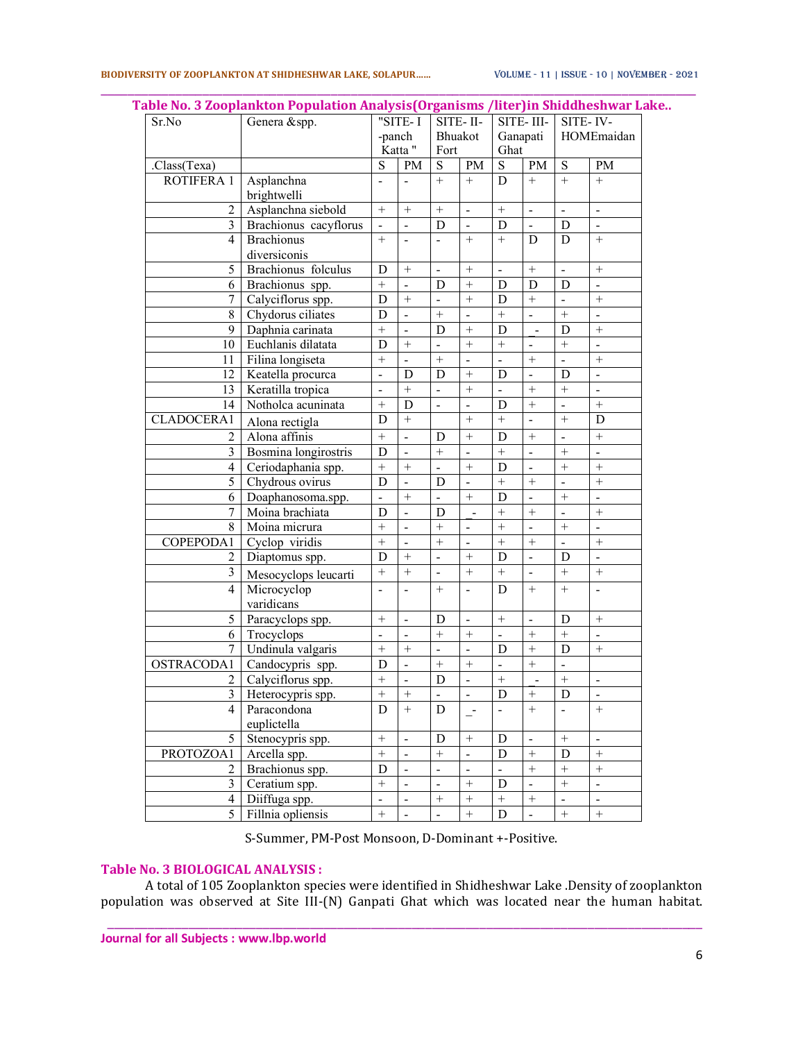**Table No. 3 Zooplankton Population Analysis(Organisms /liter)in Shiddheshwar Lake..**

| Sr.No | Genera &spp. | "SITE- I -panch Katta " | | SITE- II- Bhuakot Fort | | SITE- III- Ganapati Ghat | | SITE- IV- HOMEmaidan | |
|---|---|---|---|---|---|---|---|---|---|
| .Class(Texa) | | S | PM | S | PM | S | PM | S | PM |
| ROTIFERA 1 | Asplanchna brightwelli | - | - | + | + | D | + | + | + |
| 2 | Asplanchna siebold | + | + | + | - | + | - | - | - |
| 3 | Brachionus cacyflorus | - | - | D | - | D | - | D | - |
| 4 | Brachionus diversiconis | + | - | - | + | + | D | D | + |
| 5 | Brachionus folculus | D | + | - | + | - | + | - | + |
| 6 | Brachionus spp. | + | - | D | + | D | D | D | - |
| 7 | Calyciflorus spp. | D | + | - | + | D | + | - | + |
| 8 | Chydorus ciliates | D | - | + | - | + | - | + | - |
| 9 | Daphnia carinata | + | - | D | + | D | _- | D | + |
| 10 | Euchlanis dilatata | D | + | - | + | + | - | + | - |
| 11 | Filina longiseta | + | - | + | - | - | + | - | + |
| 12 | Keatella procurca | - | D | D | + | D | - | D | - |
| 13 | Keratilla tropica | - | + | - | + | - | + | + | - |
| 14 | Notholca acuninata | + | D | - | - | D | + | - | + |
| CLADOCERA1 | Alona rectigla | D | + | | + | + | - | + | D |
| 2 | Alona affinis | + | - | D | + | D | + | - | + |
| 3 | Bosmina longirostris | D | - | + | - | + | - | + | - |
| 4 | Ceriodaphania spp. | + | + | - | + | D | - | + | + |
| 5 | Chydrous ovirus | D | - | D | - | + | + | - | + |
| 6 | Doaphanosoma.spp. | - | + | - | + | D | - | + | - |
| 7 | Moina brachiata | D | - | D | _- | + | + | - | + |
| 8 | Moina micrura | + | - | + | - | + | - | + | - |
| COPEPODA1 | Cyclop viridis | + | - | + | - | + | + | - | + |
| 2 | Diaptomus spp. | D | + | - | + | D | - | D | - |
| 3 | Mesocyclops leucarti | + | + | - | + | + | - | + | + |
| 4 | Microcyclop varidicans | - | - | + | - | D | + | + | - |
| 5 | Paracyclops spp. | + | - | D | - | + | - | D | + |
| 6 | Trocyclops | - | - | + | + | - | + | + | - |
| 7 | Undinula valgaris | + | + | - | - | D | + | D | + |
| OSTRACODA1 | Candocypris spp. | D | - | + | + | - | + | - | |
| 2 | Calyciflorus spp. | + | - | D | - | + | _- | + | - |
| 3 | Heterocypris spp. | + | + | - | - | D | + | D | - |
| 4 | Paracondona euplictella | D | + | D | _- | - | + | - | + |
| 5 | Stenocypris spp. | + | - | D | + | D | - | + | - |
| PROTOZOA1 | Arcella spp. | + | - | + | - | D | + | D | + |
| 2 | Brachionus spp. | D | - | - | - | - | + | + | + |
| 3 | Ceratium spp. | + | - | - | + | D | - | + | - |
| 4 | Diiffuga spp. | - | - | + | + | + | + | - | - |
| 5 | Fillnia opliensis | + | - | - | + | D | - | + | + |

S-Summer, PM-Post Monsoon, D-Dominant +-Positive.

**Table No. 3 BIOLOGICAL ANALYSIS :**

A total of 105 Zooplankton species were identified in Shidheshwar Lake .Density of zooplankton population was observed at Site III-(N) Ganpati Ghat which was located near the human habitat.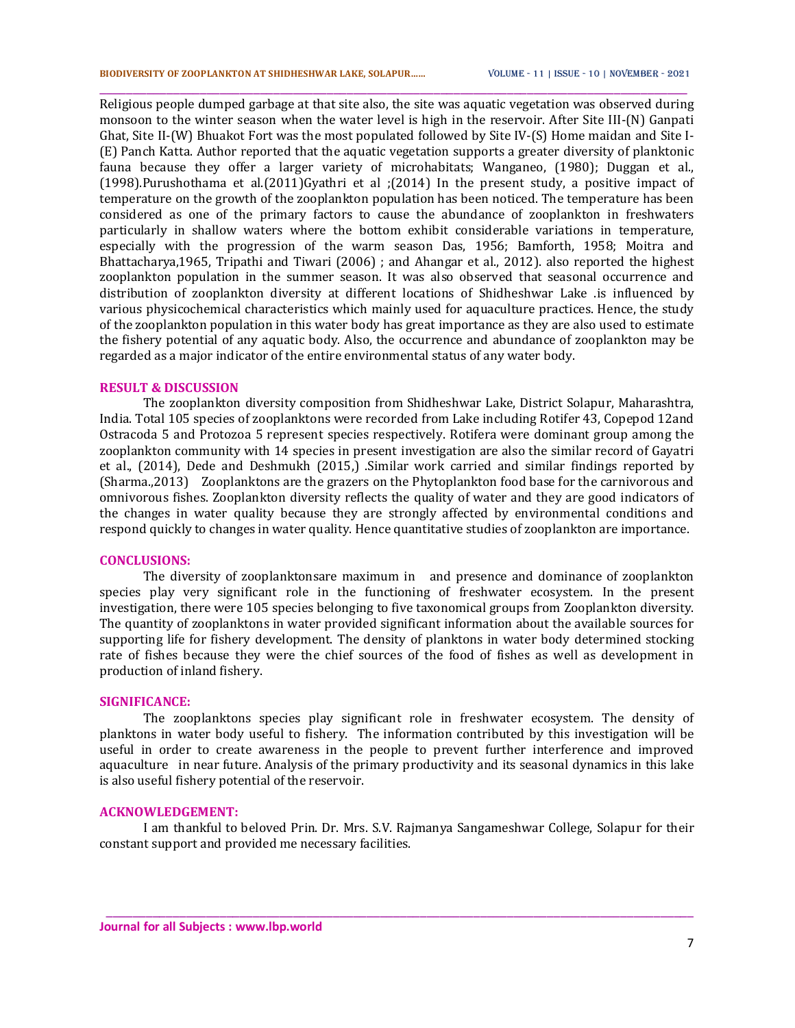Religious people dumped garbage at that site also, the site was aquatic vegetation was observed during monsoon to the winter season when the water level is high in the reservoir. After Site III-(N) Ganpati Ghat, Site II-(W) Bhuakot Fort was the most populated followed by Site IV-(S) Home maidan and Site I-(E) Panch Katta. Author reported that the aquatic vegetation supports a greater diversity of planktonic fauna because they offer a larger variety of microhabitats; Wanganeo, (1980); Duggan et al., (1998).Purushothama et al.(2011)Gyathri et al ;(2014) In the present study, a positive impact of temperature on the growth of the zooplankton population has been noticed. The temperature has been considered as one of the primary factors to cause the abundance of zooplankton in freshwaters particularly in shallow waters where the bottom exhibit considerable variations in temperature, especially with the progression of the warm season Das, 1956; Bamforth, 1958; Moitra and Bhattacharya,1965, Tripathi and Tiwari (2006) ; and Ahangar et al., 2012). also reported the highest zooplankton population in the summer season. It was also observed that seasonal occurrence and distribution of zooplankton diversity at different locations of Shidheshwar Lake .is influenced by various physicochemical characteristics which mainly used for aquaculture practices. Hence, the study of the zooplankton population in this water body has great importance as they are also used to estimate the fishery potential of any aquatic body. Also, the occurrence and abundance of zooplankton may be regarded as a major indicator of the entire environmental status of any water body.

## RESULT & DISCUSSION

The zooplankton diversity composition from Shidheshwar Lake, District Solapur, Maharashtra, India. Total 105 species of zooplanktons were recorded from Lake including Rotifer 43, Copepod 12and Ostracoda 5 and Protozoa 5 represent species respectively. Rotifera were dominant group among the zooplankton community with 14 species in present investigation are also the similar record of Gayatri et al., (2014), Dede and Deshmukh (2015,) .Similar work carried and similar findings reported by (Sharma.,2013) Zooplanktons are the grazers on the Phytoplankton food base for the carnivorous and omnivorous fishes. Zooplankton diversity reflects the quality of water and they are good indicators of the changes in water quality because they are strongly affected by environmental conditions and respond quickly to changes in water quality. Hence quantitative studies of zooplankton are importance.

## CONCLUSIONS:

The diversity of zooplanktonsare maximum in and presence and dominance of zooplankton species play very significant role in the functioning of freshwater ecosystem. In the present investigation, there were 105 species belonging to five taxonomical groups from Zooplankton diversity. The quantity of zooplanktons in water provided significant information about the available sources for supporting life for fishery development. The density of planktons in water body determined stocking rate of fishes because they were the chief sources of the food of fishes as well as development in production of inland fishery.

## SIGNIFICANCE:

The zooplanktons species play significant role in freshwater ecosystem. The density of planktons in water body useful to fishery. The information contributed by this investigation will be useful in order to create awareness in the people to prevent further interference and improved aquaculture in near future. Analysis of the primary productivity and its seasonal dynamics in this lake is also useful fishery potential of the reservoir.

## ACKNOWLEDGEMENT:

I am thankful to beloved Prin. Dr. Mrs. S.V. Rajmanya Sangameshwar College, Solapur for their constant support and provided me necessary facilities.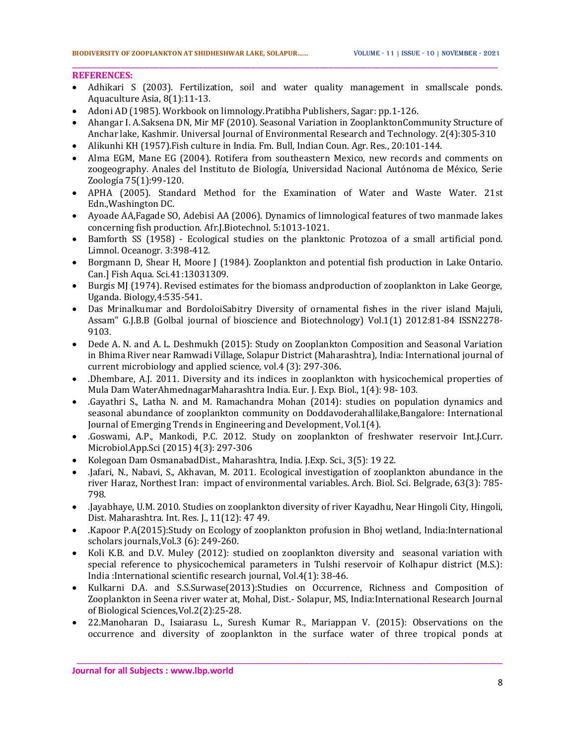**REFERENCES:**

- Adhikari S (2003). Fertilization, soil and water quality management in smallscale ponds. Aquaculture Asia, 8(1):11-13.
- Adoni AD (1985). Workbook on limnology.Pratibha Publishers, Sagar: pp.1-126.
- Ahangar I. A.Saksena DN, Mir MF (2010). Seasonal Variation in ZooplanktonCommunity Structure of Anchar lake, Kashmir. Universal Journal of Environmental Research and Technology. 2(4):305-310
- Alikunhi KH (1957).Fish culture in India. Fm. Bull, Indian Coun. Agr. Res., 20:101-144.
- Alma EGM, Mane EG (2004). Rotifera from southeastern Mexico, new records and comments on zoogeography. Anales del Instituto de Biología, Universidad Nacional Autónoma de México, Serie Zoología 75(1):99-120.
- APHA (2005). Standard Method for the Examination of Water and Waste Water. 21st Edn.,Washington DC.
- Ayoade AA,Fagade SO, Adebisi AA (2006). Dynamics of limnological features of two manmade lakes concerning fish production. Afr.J.Biotechnol. 5:1013-1021.
- Bamforth SS (1958) - Ecological studies on the planktonic Protozoa of a small artificial pond. Limnol. Oceanogr. 3:398-412.
- Borgmann D, Shear H, Moore J (1984). Zooplankton and potential fish production in Lake Ontario. Can.] Fish Aqua. Sci.41:13031309.
- Burgis MJ (1974). Revised estimates for the biomass andproduction of zooplankton in Lake George, Uganda. Biology,4:535-541.
- Das Mrinalkumar and BordoloiSabitry Diversity of ornamental fishes in the river island Majuli, Assam" G.J.B.B (Golbal journal of bioscience and Biotechnology) Vol.1(1) 2012:81-84 ISSN2278-9103.
- Dede A. N. and A. L. Deshmukh (2015): Study on Zooplankton Composition and Seasonal Variation in Bhima River near Ramwadi Village, Solapur District (Maharashtra), India: International journal of current microbiology and applied science, vol.4 (3): 297-306.
- .Dhembare, A.J. 2011. Diversity and its indices in zooplankton with hysicochemical properties of Mula Dam WaterAhmednagarMaharashtra India. Eur. J. Exp. Biol., 1(4): 98- 103.
- .Gayathri S., Latha N. and M. Ramachandra Mohan (2014): studies on population dynamics and seasonal abundance of zooplankton community on Doddavoderahallilake,Bangalore: International Journal of Emerging Trends in Engineering and Development, Vol.1(4).
- .Goswami, A.P., Mankodi, P.C. 2012. Study on zooplankton of freshwater reservoir Int.J.Curr. Microbiol.App.Sci (2015) 4(3): 297-306
- Kolegoan Dam OsmanabadDist., Maharashtra, India. J.Exp. Sci., 3(5): 19 22.
- .Jafari, N., Nabavi, S., Akhavan, M. 2011. Ecological investigation of zooplankton abundance in the river Haraz, Northest Iran: impact of environmental variables. Arch. Biol. Sci. Belgrade, 63(3): 785-798.
- .Jayabhaye, U.M. 2010. Studies on zooplankton diversity of river Kayadhu, Near Hingoli City, Hingoli, Dist. Maharashtra. Int. Res. J., 11(12): 47 49.
- .Kapoor P.A(2015):Study on Ecology of zooplankton profusion in Bhoj wetland, India:International scholars journals,Vol.3 (6): 249-260.
- Koli K.B. and D.V. Muley (2012): studied on zooplankton diversity and seasonal variation with special reference to physicochemical parameters in Tulshi reservoir of Kolhapur district (M.S.): India :International scientific research journal, Vol.4(1): 38-46.
- Kulkarni D.A. and S.S.Surwase(2013):Studies on Occurrence, Richness and Composition of Zooplankton in Seena river water at, Mohal, Dist.- Solapur, MS, India:International Research Journal of Biological Sciences,Vol.2(2):25-28.
- 22.Manoharan D., Isaiarasu L., Suresh Kumar R., Mariappan V. (2015): Observations on the occurrence and diversity of zooplankton in the surface water of three tropical ponds at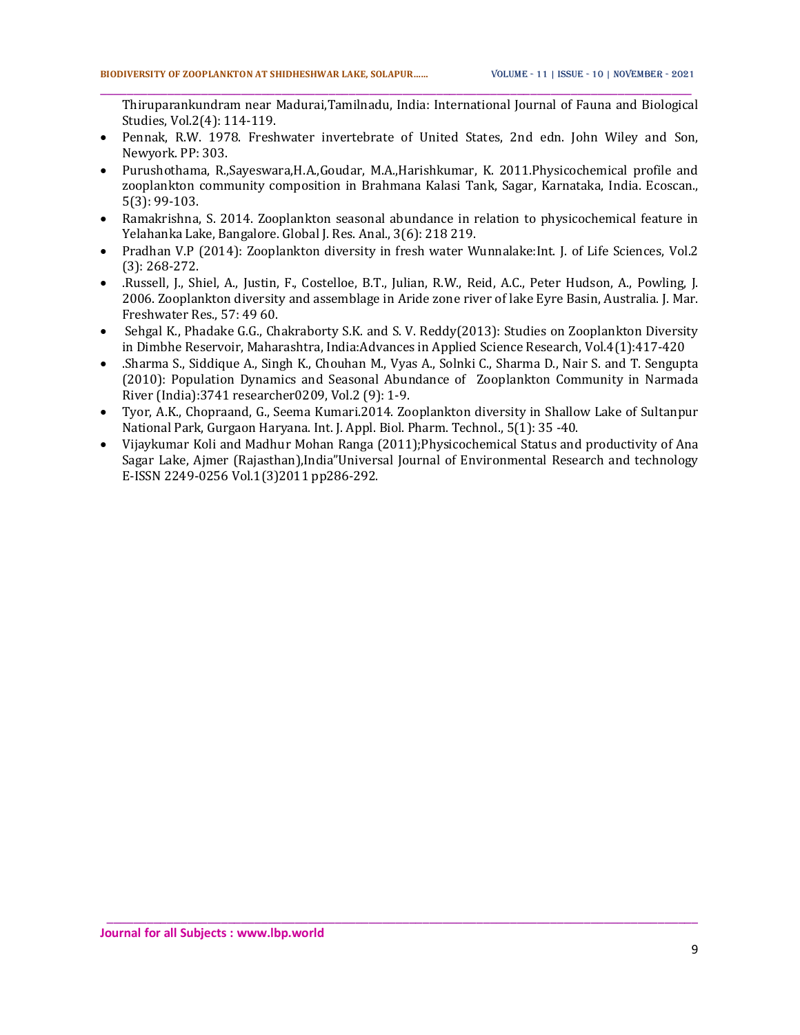Thiruparankundram near Madurai,Tamilnadu, India: International Journal of Fauna and Biological Studies, Vol.2(4): 114-119.

- Pennak, R.W. 1978. Freshwater invertebrate of United States, 2nd edn. John Wiley and Son, Newyork. PP: 303.
- Purushothama, R.,Sayeswara,H.A.,Goudar, M.A.,Harishkumar, K. 2011.Physicochemical profile and zooplankton community composition in Brahmana Kalasi Tank, Sagar, Karnataka, India. Ecoscan., 5(3): 99-103.
- Ramakrishna, S. 2014. Zooplankton seasonal abundance in relation to physicochemical feature in Yelahanka Lake, Bangalore. Global J. Res. Anal., 3(6): 218 219.
- Pradhan V.P (2014): Zooplankton diversity in fresh water Wunnalake:Int. J. of Life Sciences, Vol.2 (3): 268-272.
- .Russell, J., Shiel, A., Justin, F., Costelloe, B.T., Julian, R.W., Reid, A.C., Peter Hudson, A., Powling, J. 2006. Zooplankton diversity and assemblage in Aride zone river of lake Eyre Basin, Australia. J. Mar. Freshwater Res., 57: 49 60.
- Sehgal K., Phadake G.G., Chakraborty S.K. and S. V. Reddy(2013): Studies on Zooplankton Diversity in Dimbhe Reservoir, Maharashtra, India:Advances in Applied Science Research, Vol.4(1):417-420
- .Sharma S., Siddique A., Singh K., Chouhan M., Vyas A., Solnki C., Sharma D., Nair S. and T. Sengupta (2010): Population Dynamics and Seasonal Abundance of Zooplankton Community in Narmada River (India):3741 researcher0209, Vol.2 (9): 1-9.
- Tyor, A.K., Chopraand, G., Seema Kumari.2014. Zooplankton diversity in Shallow Lake of Sultanpur National Park, Gurgaon Haryana. Int. J. Appl. Biol. Pharm. Technol., 5(1): 35 -40.
- Vijaykumar Koli and Madhur Mohan Ranga (2011);Physicochemical Status and productivity of Ana Sagar Lake, Ajmer (Rajasthan),India"Universal Journal of Environmental Research and technology E-ISSN 2249-0256 Vol.1(3)2011 pp286-292.